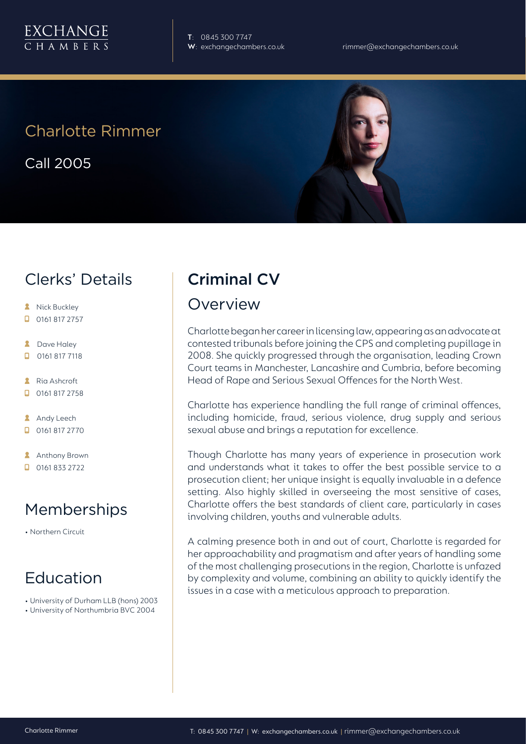EXCHANGE CHAMBERS

T: 0845 300 7747
W: exchangechambers.co.uk

rimmer@exchangechambers.co.uk

# Charlotte Rimmer

Call 2005

## Clerks' Details

- Nick Buckley
- 0161 817 2757
- Dave Haley
- 0161 817 7118
- Ria Ashcroft
- 0161 817 2758
- Andy Leech
- 0161 817 2770
- Anthony Brown
- 0161 833 2722

## Memberships

- Northern Circuit

## Education

- University of Durham LLB (hons) 2003
- University of Northumbria BVC 2004

## Criminal CV

### Overview

Charlotte began her career in licensing law, appearing as an advocate at contested tribunals before joining the CPS and completing pupillage in 2008. She quickly progressed through the organisation, leading Crown Court teams in Manchester, Lancashire and Cumbria, before becoming Head of Rape and Serious Sexual Offences for the North West.

Charlotte has experience handling the full range of criminal offences, including homicide, fraud, serious violence, drug supply and serious sexual abuse and brings a reputation for excellence.

Though Charlotte has many years of experience in prosecution work and understands what it takes to offer the best possible service to a prosecution client; her unique insight is equally invaluable in a defence setting. Also highly skilled in overseeing the most sensitive of cases, Charlotte offers the best standards of client care, particularly in cases involving children, youths and vulnerable adults.

A calming presence both in and out of court, Charlotte is regarded for her approachability and pragmatism and after years of handling some of the most challenging prosecutions in the region, Charlotte is unfazed by complexity and volume, combining an ability to quickly identify the issues in a case with a meticulous approach to preparation.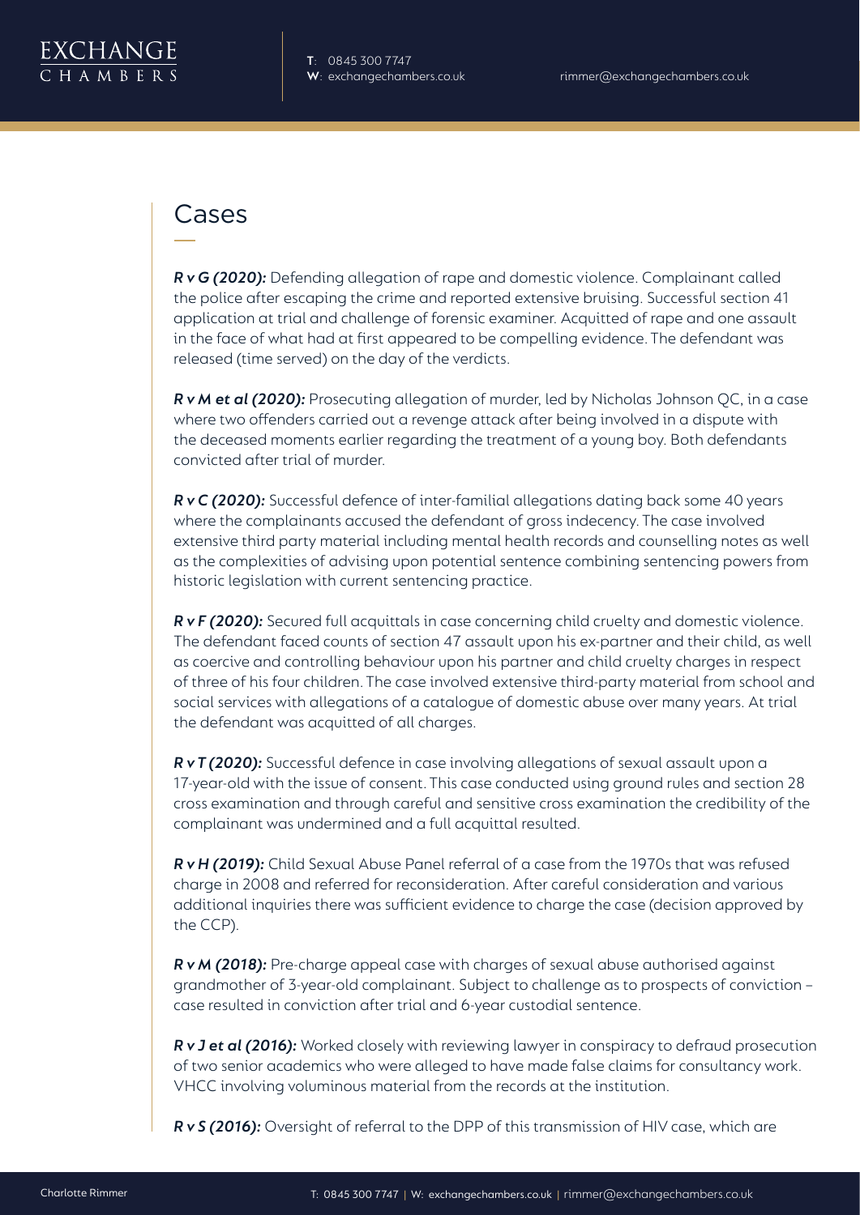## Cases

***R v G (2020):*** Defending allegation of rape and domestic violence. Complainant called the police after escaping the crime and reported extensive bruising. Successful section 41 application at trial and challenge of forensic examiner. Acquitted of rape and one assault in the face of what had at first appeared to be compelling evidence. The defendant was released (time served) on the day of the verdicts.

***R v M et al (2020):*** Prosecuting allegation of murder, led by Nicholas Johnson QC, in a case where two offenders carried out a revenge attack after being involved in a dispute with the deceased moments earlier regarding the treatment of a young boy. Both defendants convicted after trial of murder.

***R v C (2020):*** Successful defence of inter-familial allegations dating back some 40 years where the complainants accused the defendant of gross indecency. The case involved extensive third party material including mental health records and counselling notes as well as the complexities of advising upon potential sentence combining sentencing powers from historic legislation with current sentencing practice.

***R v F (2020):*** Secured full acquittals in case concerning child cruelty and domestic violence. The defendant faced counts of section 47 assault upon his ex-partner and their child, as well as coercive and controlling behaviour upon his partner and child cruelty charges in respect of three of his four children. The case involved extensive third-party material from school and social services with allegations of a catalogue of domestic abuse over many years. At trial the defendant was acquitted of all charges.

***R v T (2020):*** Successful defence in case involving allegations of sexual assault upon a 17-year-old with the issue of consent. This case conducted using ground rules and section 28 cross examination and through careful and sensitive cross examination the credibility of the complainant was undermined and a full acquittal resulted.

***R v H (2019):*** Child Sexual Abuse Panel referral of a case from the 1970s that was refused charge in 2008 and referred for reconsideration. After careful consideration and various additional inquiries there was sufficient evidence to charge the case (decision approved by the CCP).

***R v M (2018):*** Pre-charge appeal case with charges of sexual abuse authorised against grandmother of 3-year-old complainant. Subject to challenge as to prospects of conviction – case resulted in conviction after trial and 6-year custodial sentence.

***R v J et al (2016):*** Worked closely with reviewing lawyer in conspiracy to defraud prosecution of two senior academics who were alleged to have made false claims for consultancy work. VHCC involving voluminous material from the records at the institution.

***R v S (2016):*** Oversight of referral to the DPP of this transmission of HIV case, which are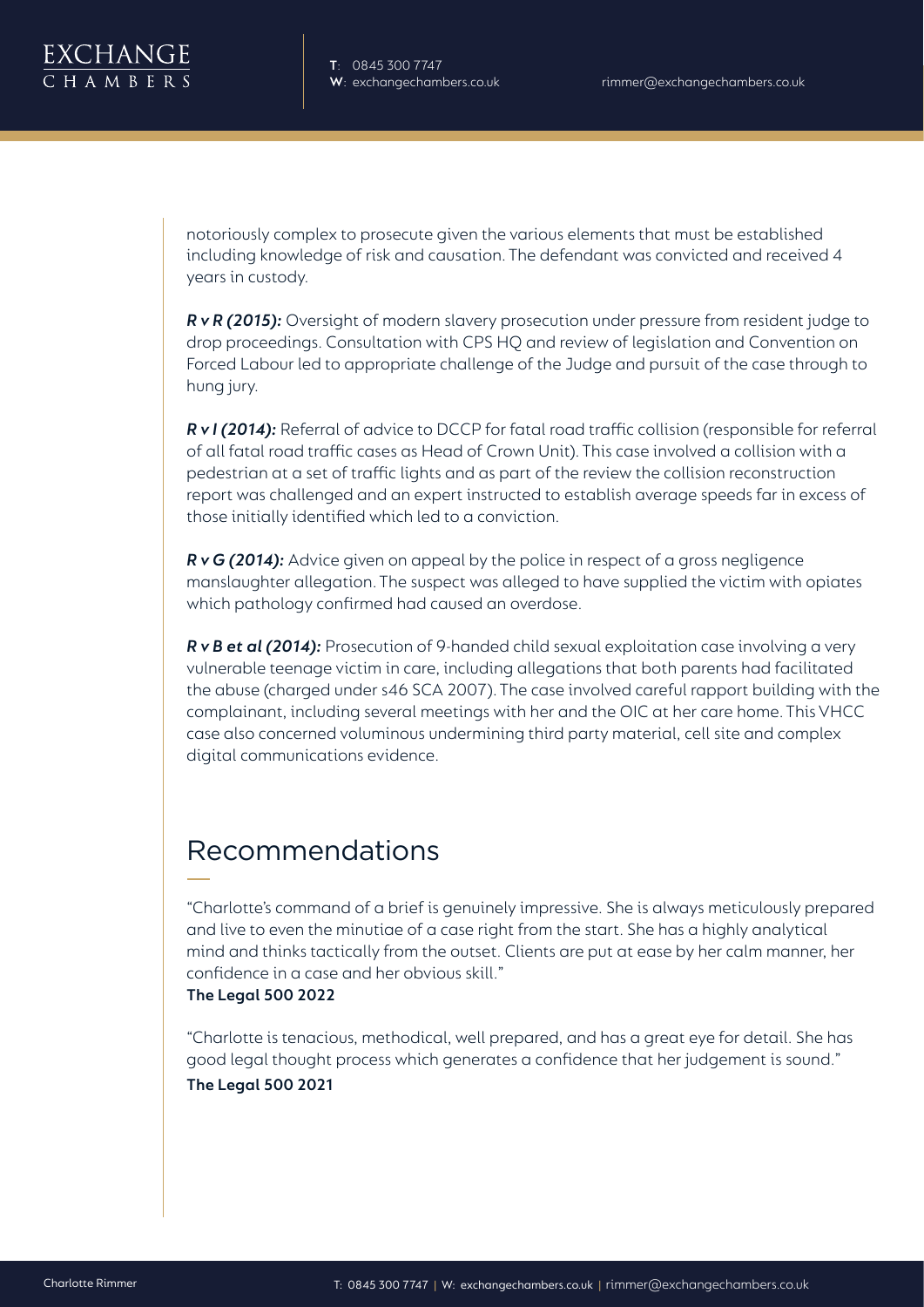notoriously complex to prosecute given the various elements that must be established including knowledge of risk and causation. The defendant was convicted and received 4 years in custody.

***R v R (2015):*** Oversight of modern slavery prosecution under pressure from resident judge to drop proceedings. Consultation with CPS HQ and review of legislation and Convention on Forced Labour led to appropriate challenge of the Judge and pursuit of the case through to hung jury.

***R v I (2014):*** Referral of advice to DCCP for fatal road traffic collision (responsible for referral of all fatal road traffic cases as Head of Crown Unit). This case involved a collision with a pedestrian at a set of traffic lights and as part of the review the collision reconstruction report was challenged and an expert instructed to establish average speeds far in excess of those initially identified which led to a conviction.

***R v G (2014):*** Advice given on appeal by the police in respect of a gross negligence manslaughter allegation. The suspect was alleged to have supplied the victim with opiates which pathology confirmed had caused an overdose.

***R v B et al (2014):*** Prosecution of 9-handed child sexual exploitation case involving a very vulnerable teenage victim in care, including allegations that both parents had facilitated the abuse (charged under s46 SCA 2007). The case involved careful rapport building with the complainant, including several meetings with her and the OIC at her care home. This VHCC case also concerned voluminous undermining third party material, cell site and complex digital communications evidence.

## Recommendations

"Charlotte's command of a brief is genuinely impressive. She is always meticulously prepared and live to even the minutiae of a case right from the start. She has a highly analytical mind and thinks tactically from the outset. Clients are put at ease by her calm manner, her confidence in a case and her obvious skill."
**The Legal 500 2022**

"Charlotte is tenacious, methodical, well prepared, and has a great eye for detail. She has good legal thought process which generates a confidence that her judgement is sound."
**The Legal 500 2021**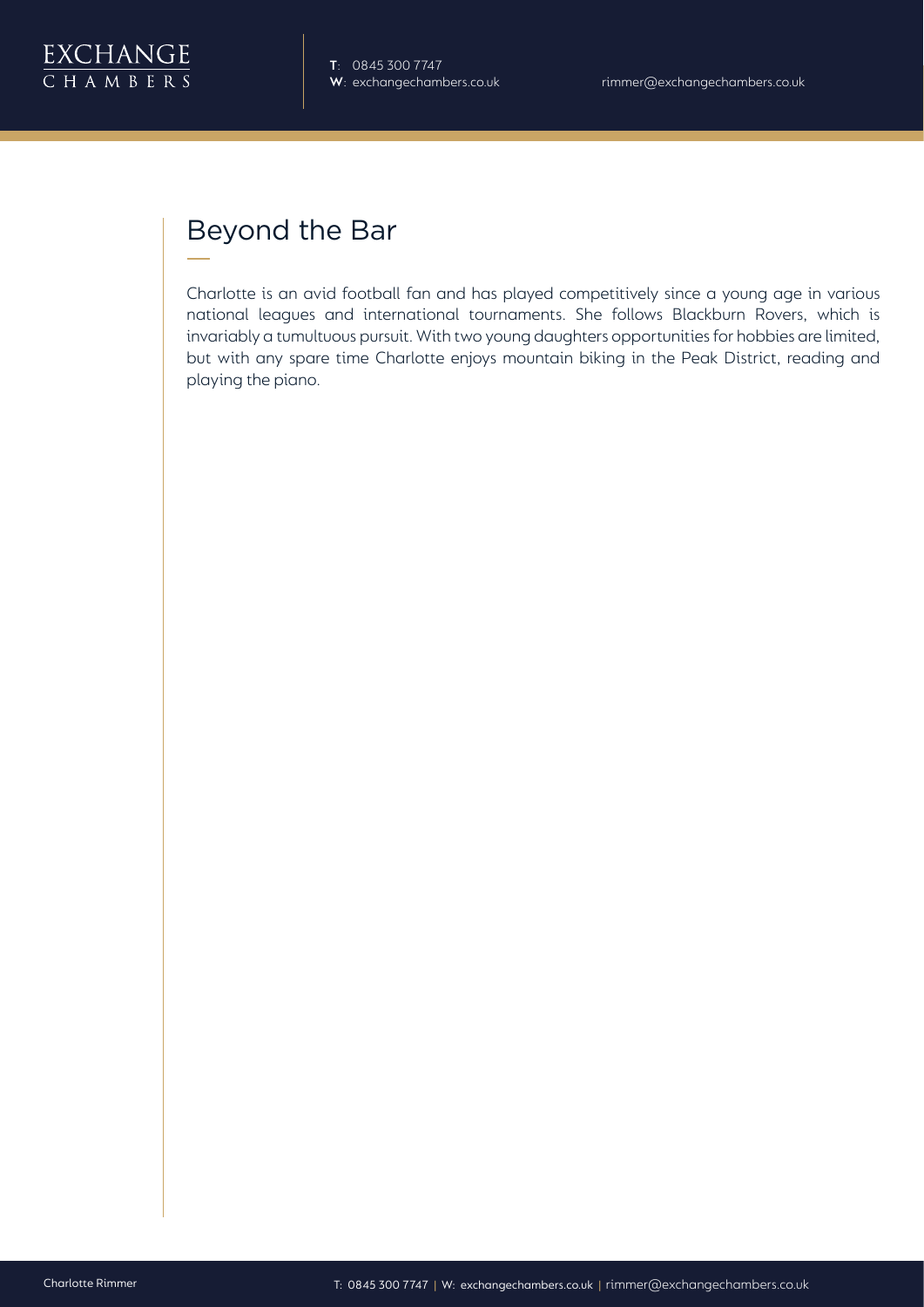## Beyond the Bar

Charlotte is an avid football fan and has played competitively since a young age in various national leagues and international tournaments. She follows Blackburn Rovers, which is invariably a tumultuous pursuit. With two young daughters opportunities for hobbies are limited, but with any spare time Charlotte enjoys mountain biking in the Peak District, reading and playing the piano.